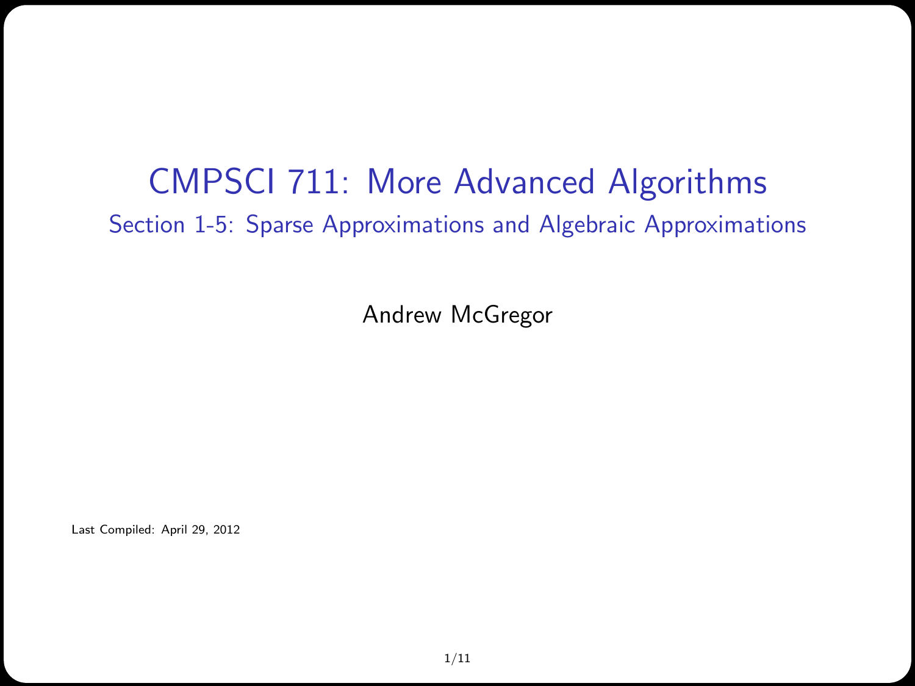# CMPSCI 711: More Advanced Algorithms

## Section 1-5: Sparse Approximations and Algebraic Approximations

Andrew McGregor

Last Compiled: April 29, 2012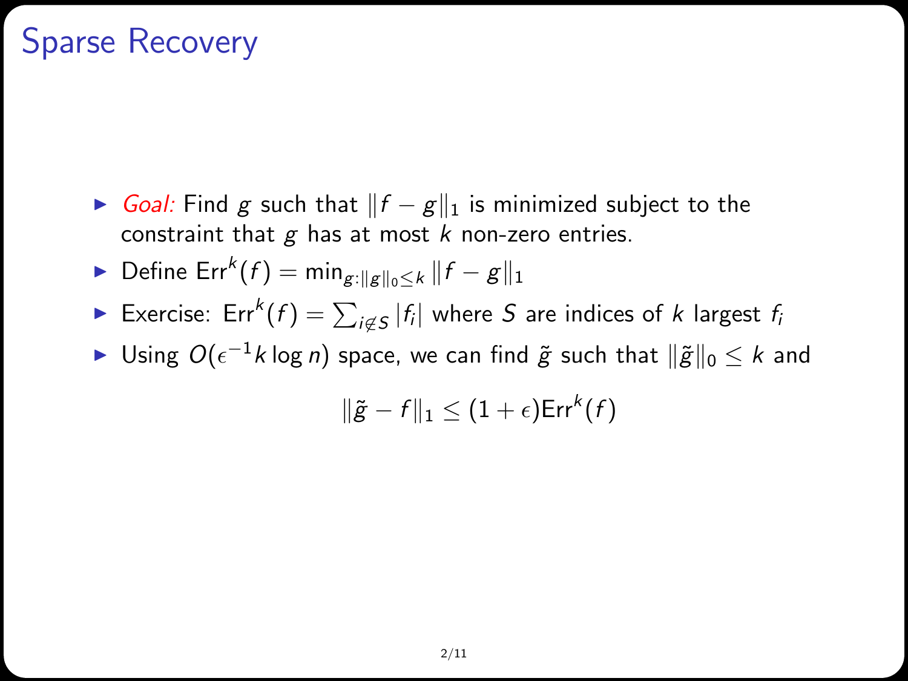# Sparse Recovery

- *Goal:* Find $g$ such that $\|f - g\|_1$ is minimized subject to the constraint that $g$ has at most $k$ non-zero entries.
- Define $\text{Err}^k(f) = \min_{g:\|g\|_0 \leq k} \|f - g\|_1$
- Exercise: $\text{Err}^k(f) = \sum_{i \notin S} |f_i|$ where $S$ are indices of $k$ largest $f_i$
- Using $O(\epsilon^{-1} k \log n)$ space, we can find $\tilde{g}$ such that $\|\tilde{g}\|_0 \leq k$ and

$$\|\tilde{g} - f\|_1 \leq (1 + \epsilon)\text{Err}^k(f)$$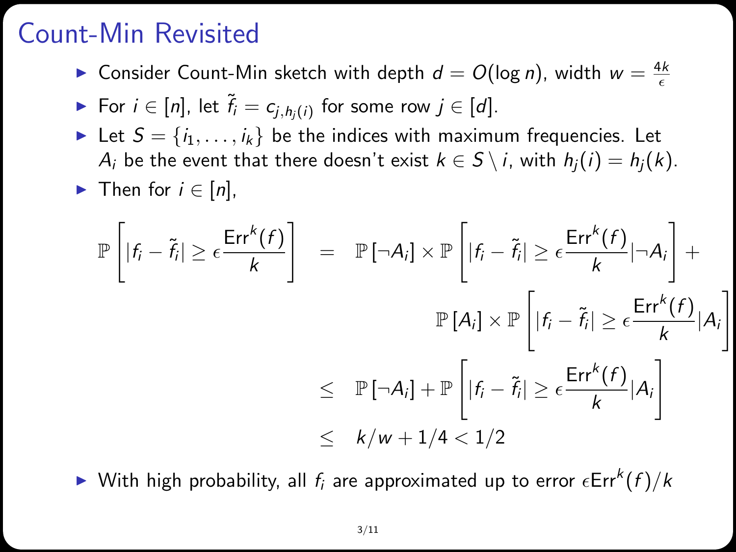# Count-Min Revisited

- Consider Count-Min sketch with depth $d = O(\log n)$, width $w = \frac{4k}{\epsilon}$
- For $i \in [n]$, let $\tilde{f}_i = c_{j,h_j(i)}$ for some row $j \in [d]$.
- Let $S = \{i_1, \ldots, i_k\}$ be the indices with maximum frequencies. Let $A_i$ be the event that there doesn't exist $k \in S \setminus i$, with $h_j(i) = h_j(k)$.
- Then for $i \in [n]$,

$$
\begin{aligned}
\mathbb{P}\left[|f_i - \tilde{f}_i| \geq \epsilon \frac{\mathsf{Err}^k(f)}{k}\right] &= \mathbb{P}\left[\neg A_i\right] \times \mathbb{P}\left[|f_i - \tilde{f}_i| \geq \epsilon \frac{\mathsf{Err}^k(f)}{k} | \neg A_i\right] + \\
&\qquad \mathbb{P}\left[A_i\right] \times \mathbb{P}\left[|f_i - \tilde{f}_i| \geq \epsilon \frac{\mathsf{Err}^k(f)}{k} | A_i\right] \\
&\leq \mathbb{P}\left[\neg A_i\right] + \mathbb{P}\left[|f_i - \tilde{f}_i| \geq \epsilon \frac{\mathsf{Err}^k(f)}{k} | A_i\right] \\
&\leq k/w + 1/4 < 1/2
\end{aligned}
$$

- With high probability, all $f_i$ are approximated up to error $\epsilon \mathsf{Err}^k(f)/k$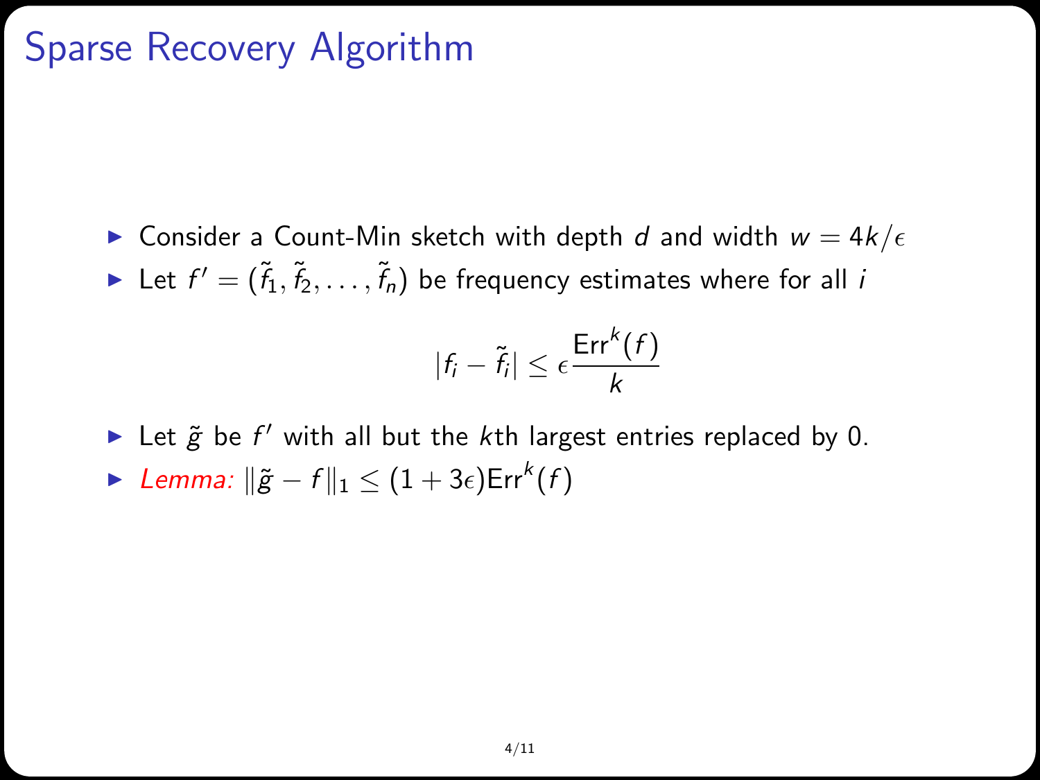# Sparse Recovery Algorithm

- Consider a Count-Min sketch with depth $d$ and width $w = 4k/\epsilon$
- Let $f' = (\tilde{f}_1, \tilde{f}_2, \ldots, \tilde{f}_n)$ be frequency estimates where for all $i$

$$|f_i - \tilde{f}_i| \leq \epsilon \frac{\mathrm{Err}^k(f)}{k}$$

- Let $\tilde{g}$ be $f'$ with all but the $k$th largest entries replaced by 0.
- *Lemma:* $\|\tilde{g} - f\|_1 \leq (1 + 3\epsilon)\mathrm{Err}^k(f)$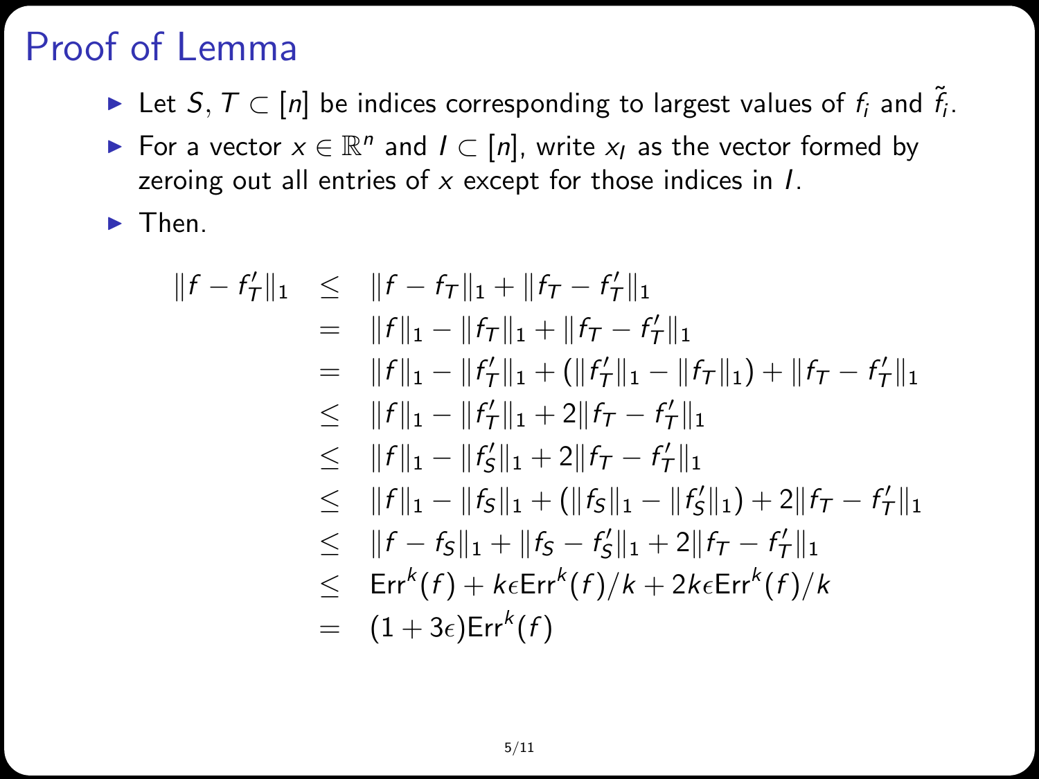# Proof of Lemma

- Let $S, T \subset [n]$ be indices corresponding to largest values of $f_i$ and $\tilde{f}_i$.
- For a vector $x \in \mathbb{R}^n$ and $I \subset [n]$, write $x_I$ as the vector formed by zeroing out all entries of $x$ except for those indices in $I$.
- Then.

$$
\begin{aligned}
\|f - f'_T\|_1 &\leq \|f - f_T\|_1 + \|f_T - f'_T\|_1 \\
&= \|f\|_1 - \|f_T\|_1 + \|f_T - f'_T\|_1 \\
&= \|f\|_1 - \|f'_T\|_1 + (\|f'_T\|_1 - \|f_T\|_1) + \|f_T - f'_T\|_1 \\
&\leq \|f\|_1 - \|f'_T\|_1 + 2\|f_T - f'_T\|_1 \\
&\leq \|f\|_1 - \|f'_S\|_1 + 2\|f_T - f'_T\|_1 \\
&\leq \|f\|_1 - \|f_S\|_1 + (\|f_S\|_1 - \|f'_S\|_1) + 2\|f_T - f'_T\|_1 \\
&\leq \|f - f_S\|_1 + \|f_S - f'_S\|_1 + 2\|f_T - f'_T\|_1 \\
&\leq \mathrm{Err}^k(f) + k\epsilon \mathrm{Err}^k(f)/k + 2k\epsilon \mathrm{Err}^k(f)/k \\
&= (1 + 3\epsilon)\mathrm{Err}^k(f)
\end{aligned}
$$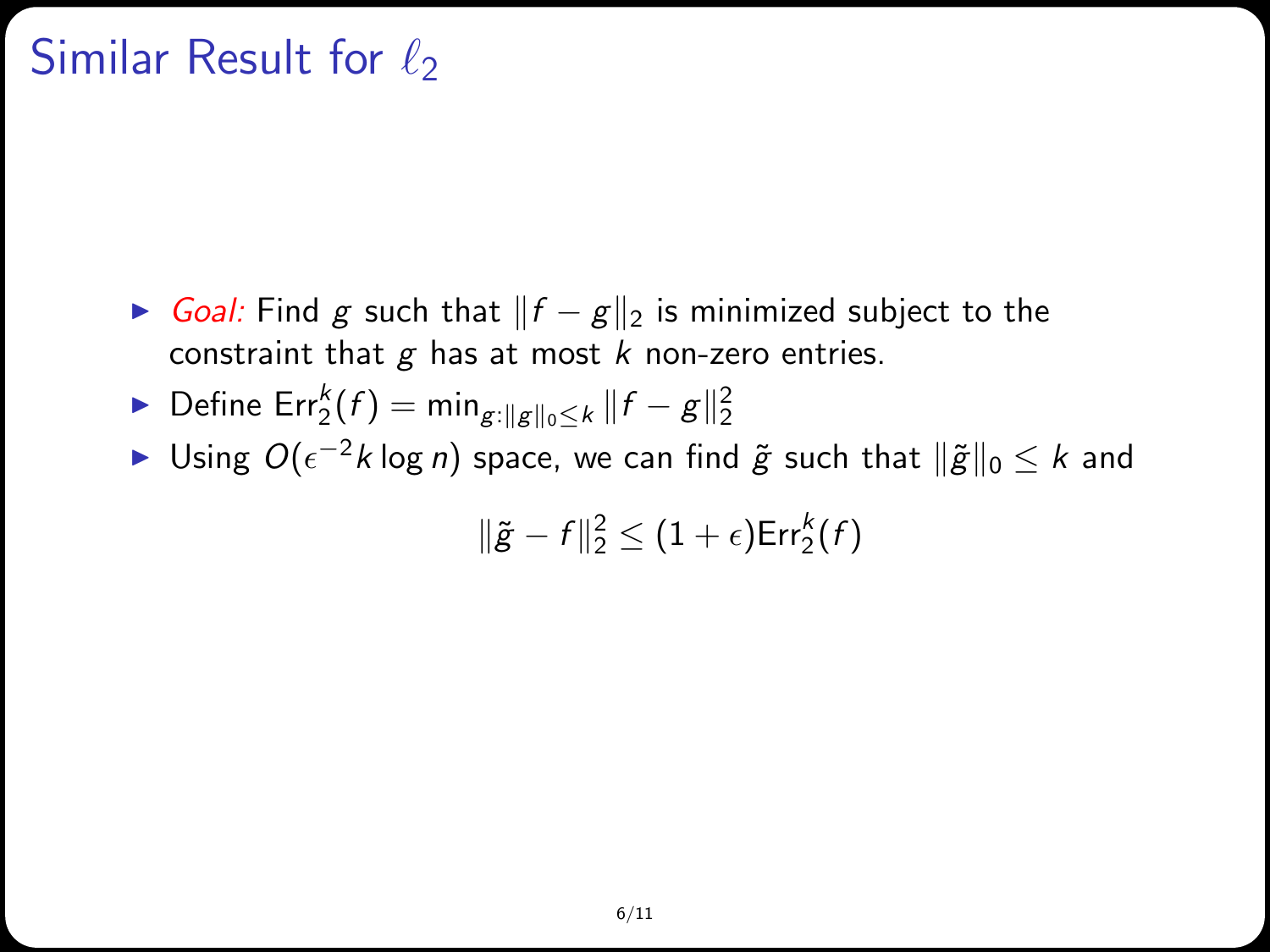# Similar Result for $\ell_2$

- *Goal:* Find $g$ such that $\|f - g\|_2$ is minimized subject to the constraint that $g$ has at most $k$ non-zero entries.
- Define $\text{Err}_2^k(f) = \min_{g:\|g\|_0 \leq k} \|f - g\|_2^2$
- Using $O(\epsilon^{-2} k \log n)$ space, we can find $\tilde{g}$ such that $\|\tilde{g}\|_0 \leq k$ and

$$\|\tilde{g} - f\|_2^2 \leq (1 + \epsilon)\text{Err}_2^k(f)$$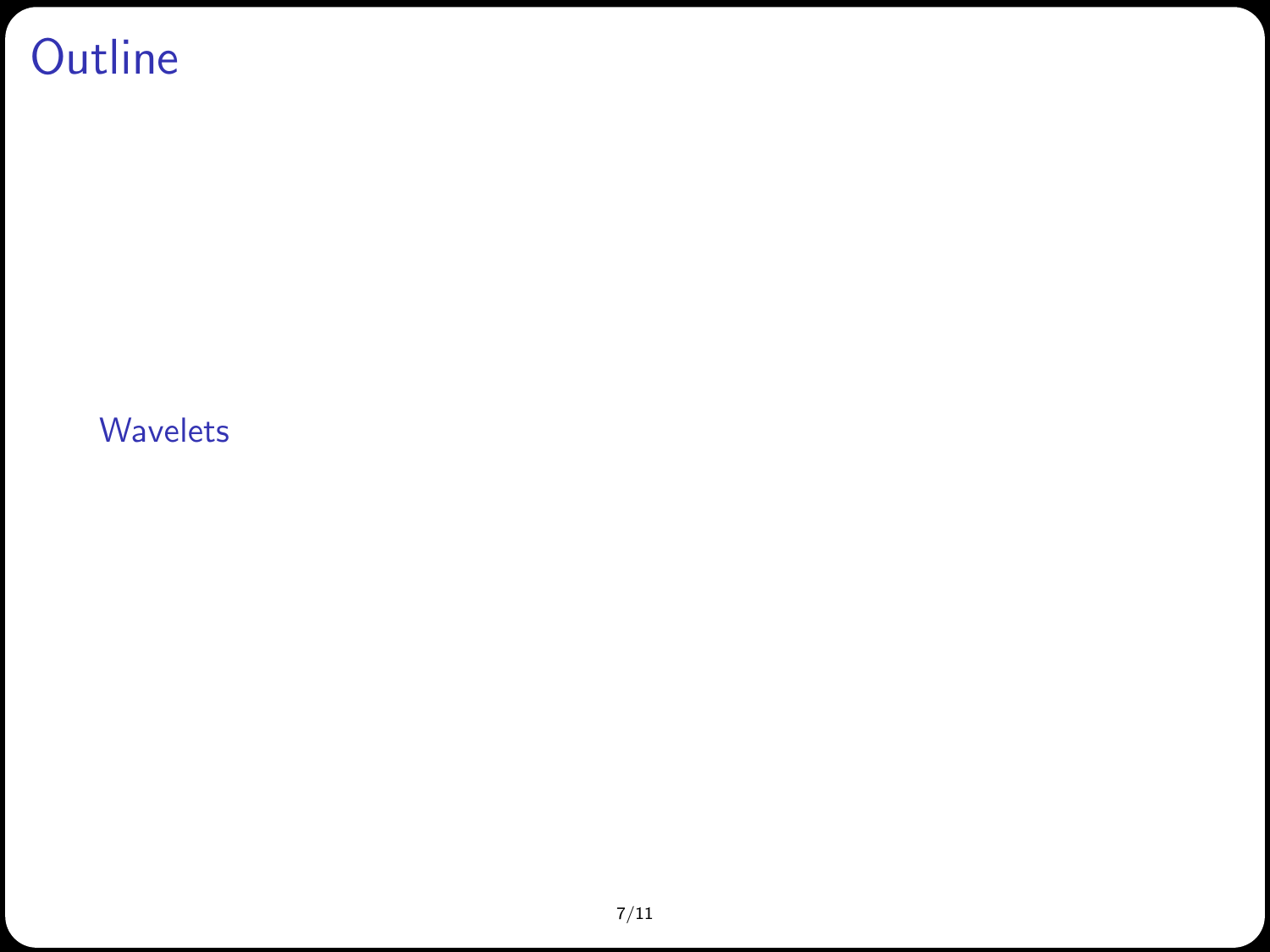# Outline

Wavelets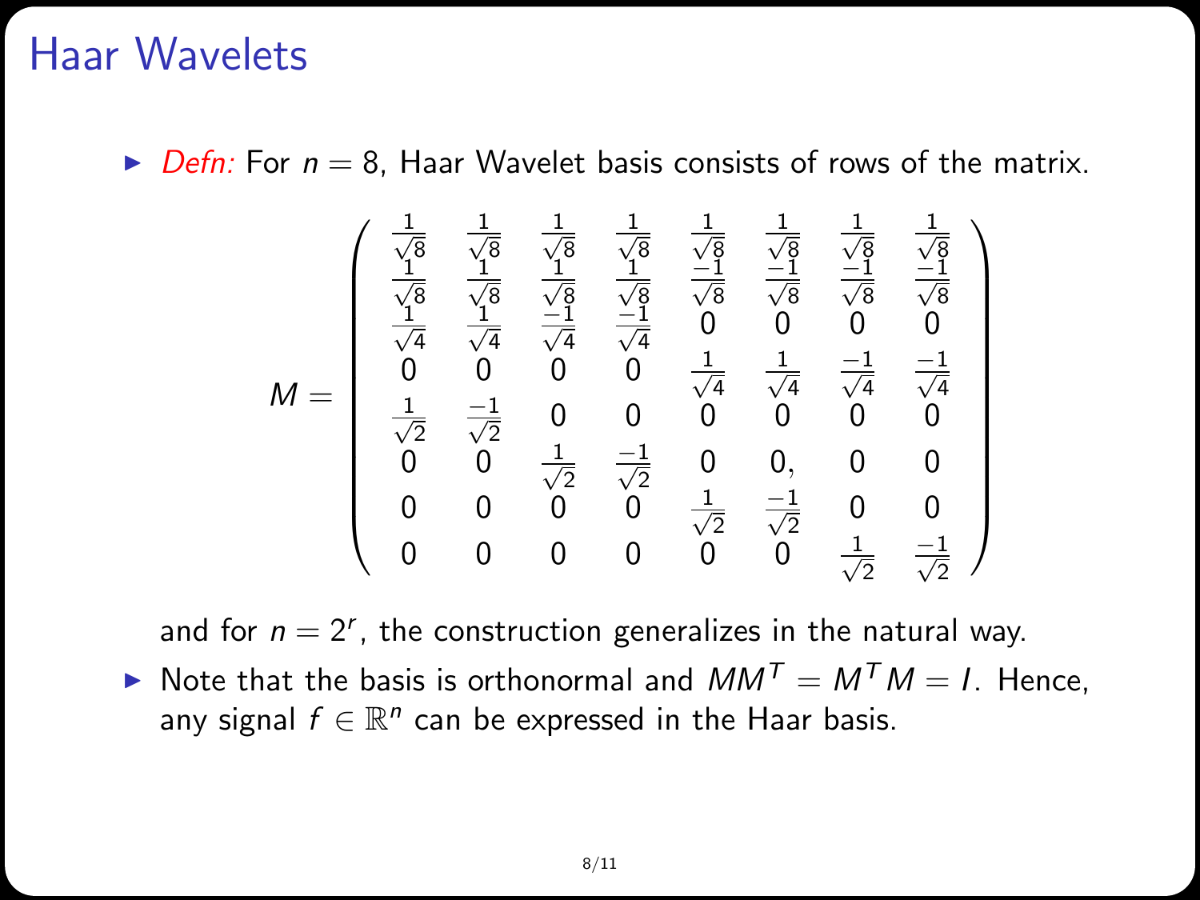# Haar Wavelets

- *Defn:* For $n = 8$, Haar Wavelet basis consists of rows of the matrix.

$$
M = \begin{pmatrix}
\frac{1}{\sqrt{8}} & \frac{1}{\sqrt{8}} & \frac{1}{\sqrt{8}} & \frac{1}{\sqrt{8}} & \frac{1}{\sqrt{8}} & \frac{1}{\sqrt{8}} & \frac{1}{\sqrt{8}} & \frac{1}{\sqrt{8}} \\
\frac{1}{\sqrt{8}} & \frac{1}{\sqrt{8}} & \frac{1}{\sqrt{8}} & \frac{1}{\sqrt{8}} & \frac{-1}{\sqrt{8}} & \frac{-1}{\sqrt{8}} & \frac{-1}{\sqrt{8}} & \frac{-1}{\sqrt{8}} \\
\frac{1}{\sqrt{4}} & \frac{1}{\sqrt{4}} & \frac{-1}{\sqrt{4}} & \frac{-1}{\sqrt{4}} & 0 & 0 & 0 & 0 \\
0 & 0 & 0 & 0 & \frac{1}{\sqrt{4}} & \frac{1}{\sqrt{4}} & \frac{-1}{\sqrt{4}} & \frac{-1}{\sqrt{4}} \\
\frac{1}{\sqrt{2}} & \frac{-1}{\sqrt{2}} & 0 & 0 & 0 & 0 & 0 & 0 \\
0 & 0 & \frac{1}{\sqrt{2}} & \frac{-1}{\sqrt{2}} & 0 & 0, & 0 & 0 \\
0 & 0 & 0 & 0 & \frac{1}{\sqrt{2}} & \frac{-1}{\sqrt{2}} & 0 & 0 \\
0 & 0 & 0 & 0 & 0 & 0 & \frac{1}{\sqrt{2}} & \frac{-1}{\sqrt{2}}
\end{pmatrix}
$$

  and for $n = 2^r$, the construction generalizes in the natural way.

- Note that the basis is orthonormal and $MM^T = M^T M = I$. Hence, any signal $f \in \mathbb{R}^n$ can be expressed in the Haar basis.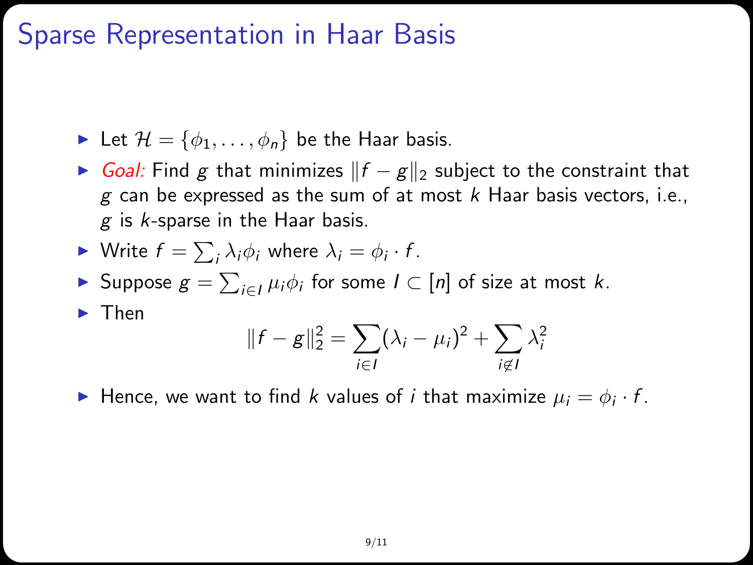# Sparse Representation in Haar Basis

- Let $\mathcal{H} = \{\phi_1, \ldots, \phi_n\}$ be the Haar basis.
- *Goal:* Find $g$ that minimizes $\|f - g\|_2$ subject to the constraint that $g$ can be expressed as the sum of at most $k$ Haar basis vectors, i.e., $g$ is $k$-sparse in the Haar basis.
- Write $f = \sum_i \lambda_i \phi_i$ where $\lambda_i = \phi_i \cdot f$.
- Suppose $g = \sum_{i \in I} \mu_i \phi_i$ for some $I \subset [n]$ of size at most $k$.
- Then

$$\|f - g\|_2^2 = \sum_{i \in I} (\lambda_i - \mu_i)^2 + \sum_{i \notin I} \lambda_i^2$$

- Hence, we want to find $k$ values of $i$ that maximize $\mu_i = \phi_i \cdot f$.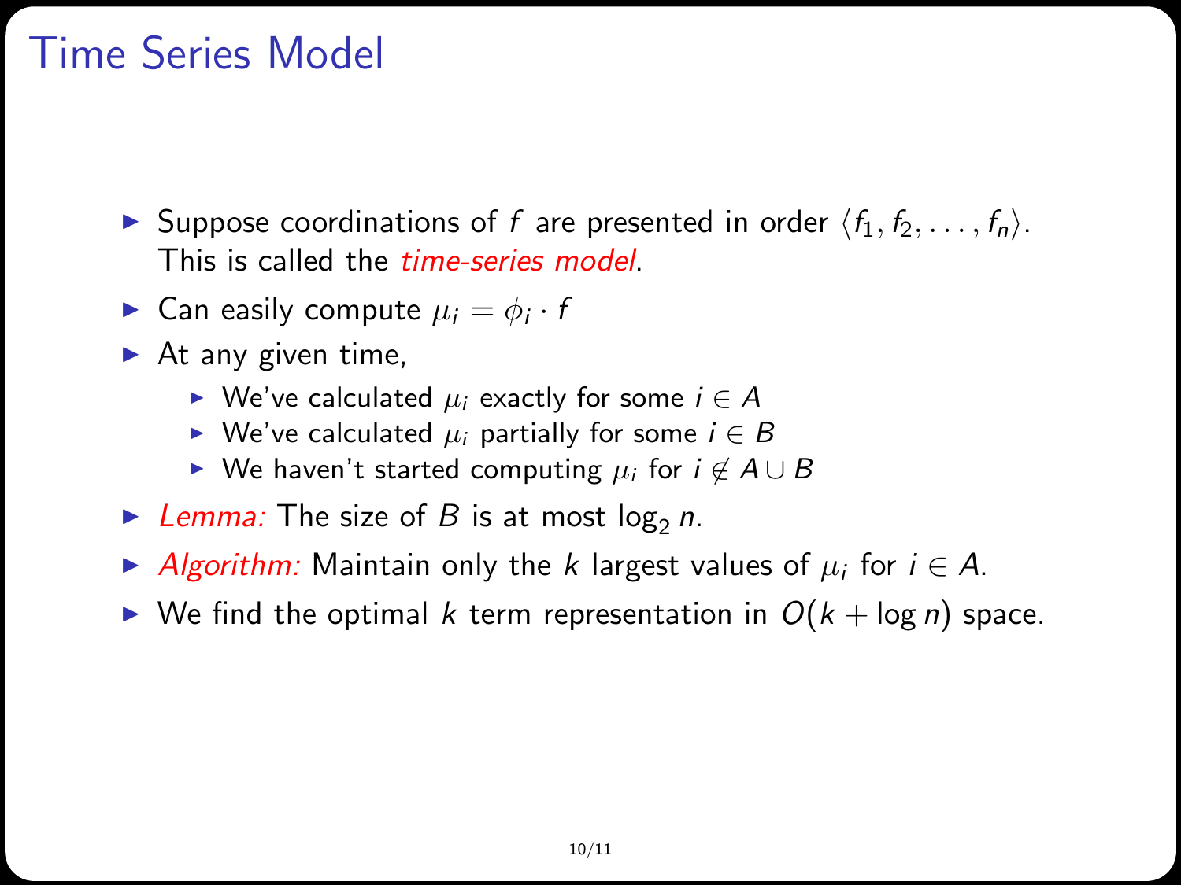# Time Series Model

- Suppose coordinations of $f$ are presented in order $\langle f_1, f_2, \ldots, f_n \rangle$. This is called the *time-series model*.
- Can easily compute $\mu_i = \phi_i \cdot f$
- At any given time,
  - We've calculated $\mu_i$ exactly for some $i \in A$
  - We've calculated $\mu_i$ partially for some $i \in B$
  - We haven't started computing $\mu_i$ for $i \notin A \cup B$
- *Lemma:* The size of $B$ is at most $\log_2 n$.
- *Algorithm:* Maintain only the $k$ largest values of $\mu_i$ for $i \in A$.
- We find the optimal $k$ term representation in $O(k + \log n)$ space.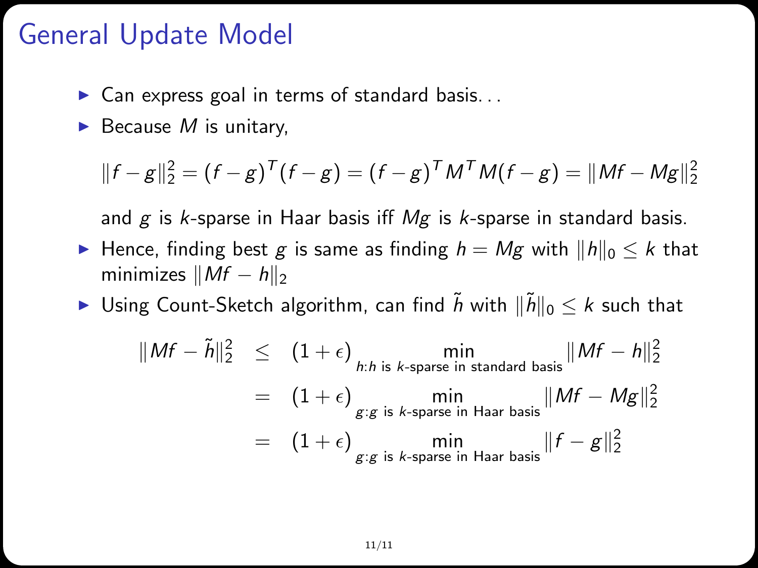# General Update Model

- Can express goal in terms of standard basis...
- Because $M$ is unitary,

$$\|f-g\|_2^2 = (f-g)^T(f-g) = (f-g)^T M^T M(f-g) = \|Mf - Mg\|_2^2$$

  and $g$ is $k$-sparse in Haar basis iff $Mg$ is $k$-sparse in standard basis.

- Hence, finding best $g$ is same as finding $h = Mg$ with $\|h\|_0 \leq k$ that minimizes $\|Mf - h\|_2$
- Using Count-Sketch algorithm, can find $\tilde{h}$ with $\|\tilde{h}\|_0 \leq k$ such that

$$\begin{aligned}
\|Mf - \tilde{h}\|_2^2 &\leq (1+\epsilon) \min_{h:h \text{ is } k\text{-sparse in standard basis}} \|Mf - h\|_2^2 \\
&= (1+\epsilon) \min_{g:g \text{ is } k\text{-sparse in Haar basis}} \|Mf - Mg\|_2^2 \\
&= (1+\epsilon) \min_{g:g \text{ is } k\text{-sparse in Haar basis}} \|f - g\|_2^2
\end{aligned}$$